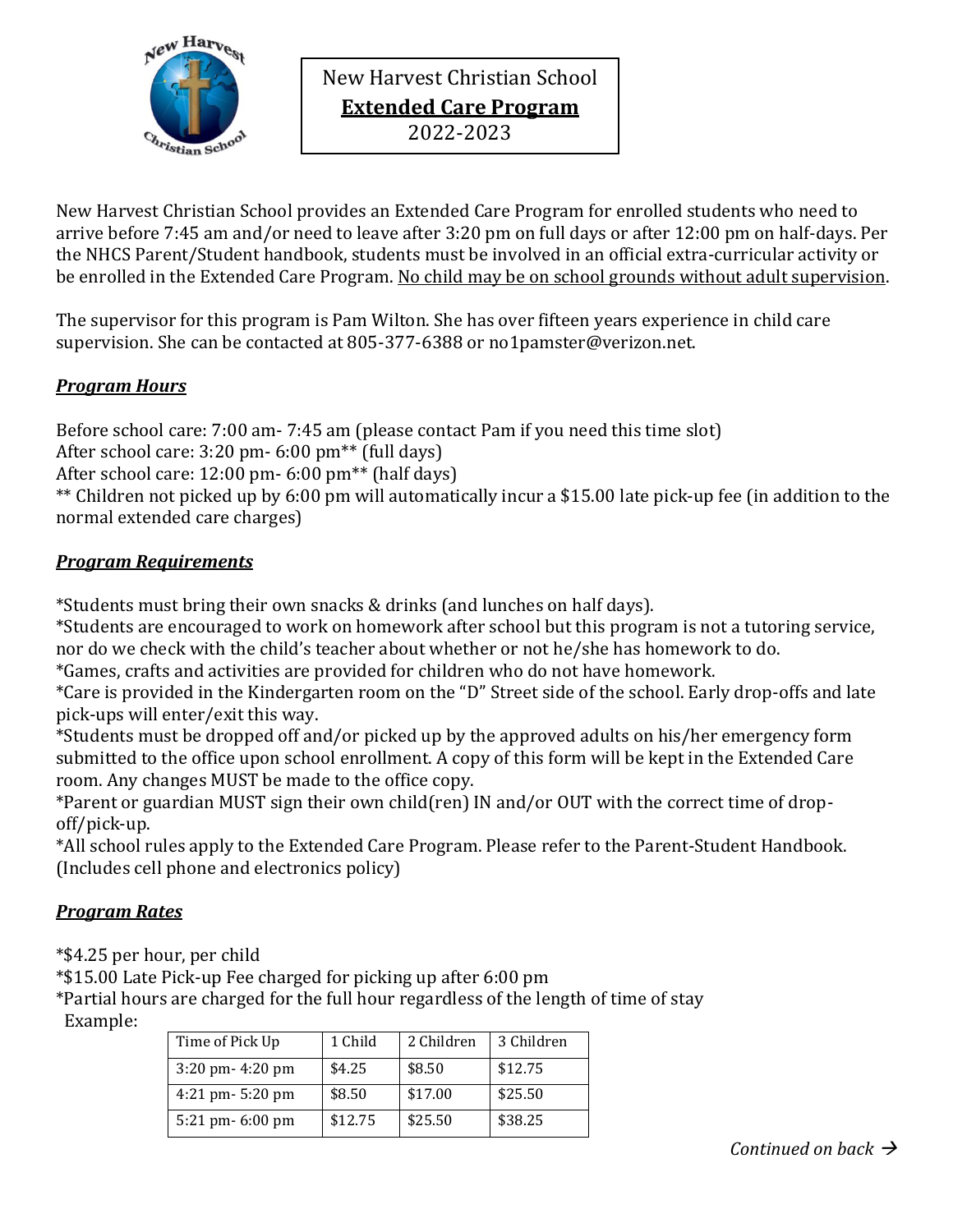# New Harvest Christian School
## **Extended Care Program**
2022-2023

New Harvest Christian School provides an Extended Care Program for enrolled students who need to arrive before 7:45 am and/or need to leave after 3:20 pm on full days or after 12:00 pm on half-days. Per the NHCS Parent/Student handbook, students must be involved in an official extra-curricular activity or be enrolled in the Extended Care Program. <u>No child may be on school grounds without adult supervision</u>.

The supervisor for this program is Pam Wilton. She has over fifteen years experience in child care supervision. She can be contacted at 805-377-6388 or no1pamster@verizon.net.

### ***Program Hours***

Before school care: 7:00 am- 7:45 am (please contact Pam if you need this time slot)
After school care: 3:20 pm- 6:00 pm** (full days)
After school care: 12:00 pm- 6:00 pm** (half days)
** Children not picked up by 6:00 pm will automatically incur a $15.00 late pick-up fee (in addition to the normal extended care charges)

### ***Program Requirements***

*Students must bring their own snacks & drinks (and lunches on half days).
*Students are encouraged to work on homework after school but this program is not a tutoring service, nor do we check with the child's teacher about whether or not he/she has homework to do.
*Games, crafts and activities are provided for children who do not have homework.
*Care is provided in the Kindergarten room on the "D" Street side of the school. Early drop-offs and late pick-ups will enter/exit this way.
*Students must be dropped off and/or picked up by the approved adults on his/her emergency form submitted to the office upon school enrollment. A copy of this form will be kept in the Extended Care room. Any changes MUST be made to the office copy.
*Parent or guardian MUST sign their own child(ren) IN and/or OUT with the correct time of drop-off/pick-up.
*All school rules apply to the Extended Care Program. Please refer to the Parent-Student Handbook. (Includes cell phone and electronics policy)

### ***Program Rates***

*$4.25 per hour, per child
*$15.00 Late Pick-up Fee charged for picking up after 6:00 pm
*Partial hours are charged for the full hour regardless of the length of time of stay
Example:

| Time of Pick Up | 1 Child | 2 Children | 3 Children |
|---|---|---|---|
| 3:20 pm- 4:20 pm | $4.25 | $8.50 | $12.75 |
| 4:21 pm- 5:20 pm | $8.50 | $17.00 | $25.50 |
| 5:21 pm- 6:00 pm | $12.75 | $25.50 | $38.25 |

*Continued on back →*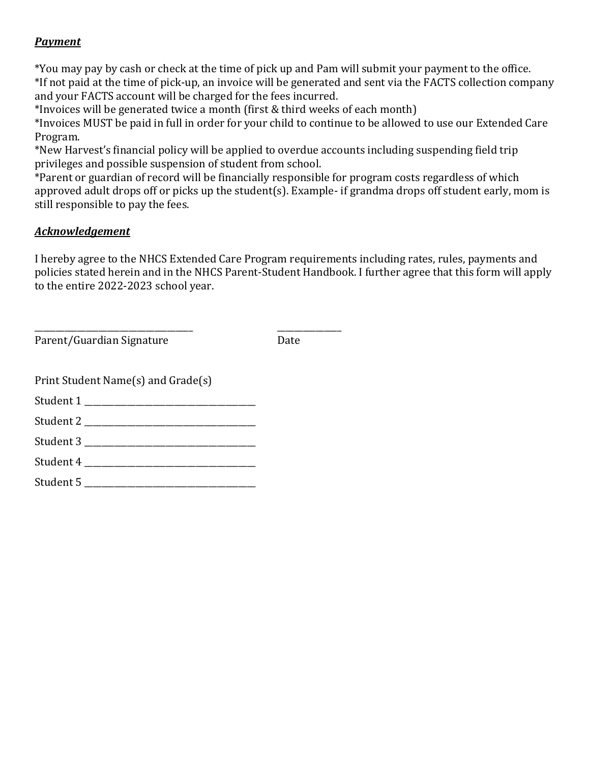***Payment***

*You may pay by cash or check at the time of pick up and Pam will submit your payment to the office.
*If not paid at the time of pick-up, an invoice will be generated and sent via the FACTS collection company and your FACTS account will be charged for the fees incurred.
*Invoices will be generated twice a month (first & third weeks of each month)
*Invoices MUST be paid in full in order for your child to continue to be allowed to use our Extended Care Program.
*New Harvest's financial policy will be applied to overdue accounts including suspending field trip privileges and possible suspension of student from school.
*Parent or guardian of record will be financially responsible for program costs regardless of which approved adult drops off or picks up the student(s). Example- if grandma drops off student early, mom is still responsible to pay the fees.

***Acknowledgement***

I hereby agree to the NHCS Extended Care Program requirements including rates, rules, payments and policies stated herein and in the NHCS Parent-Student Handbook. I further agree that this form will apply to the entire 2022-2023 school year.

_________________________________ _____________
Parent/Guardian Signature Date

Print Student Name(s) and Grade(s)

Student 1 _____________________________________

Student 2 _____________________________________

Student 3 _____________________________________

Student 4 _____________________________________

Student 5 _____________________________________